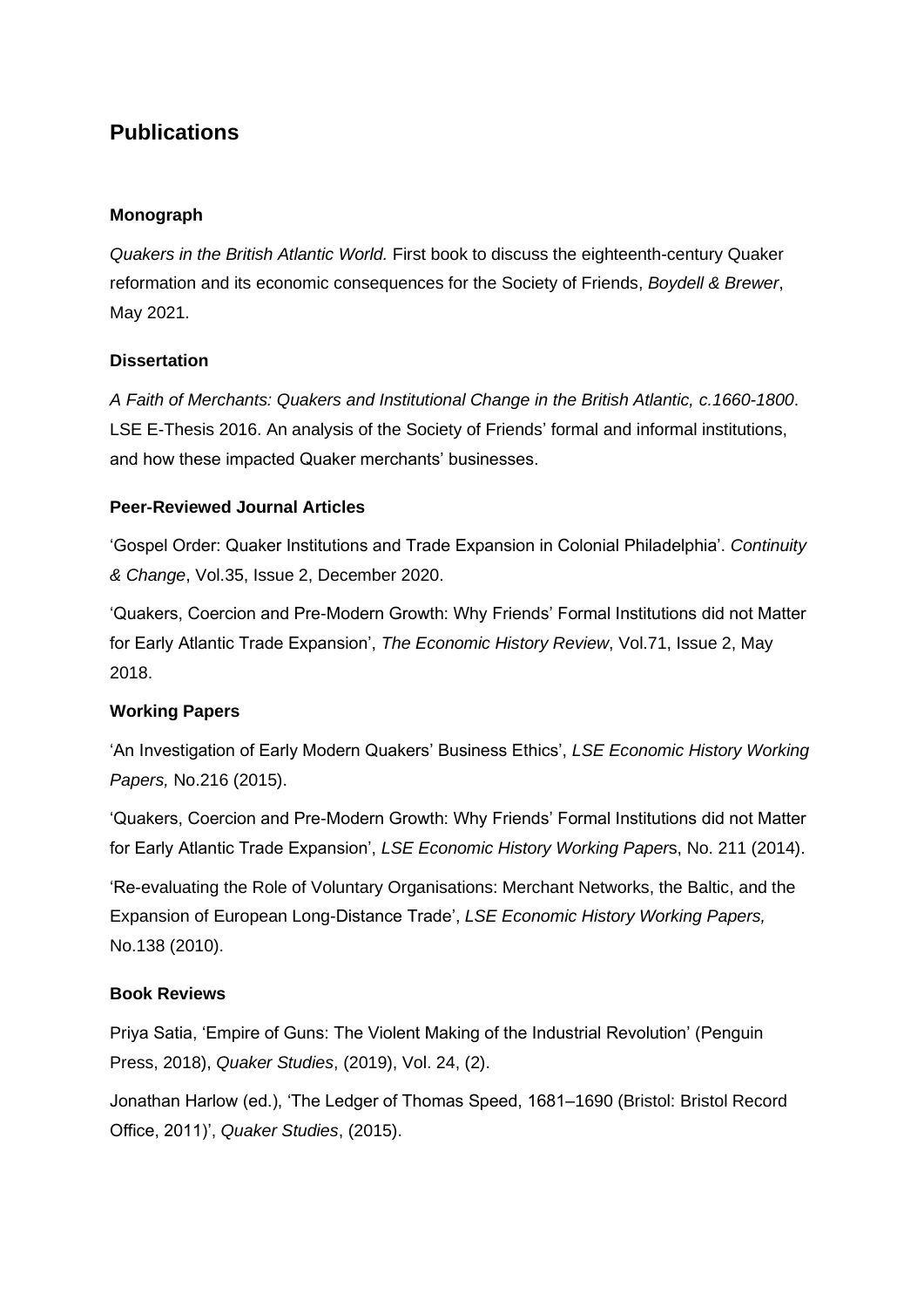# Publications

### Monograph

*Quakers in the British Atlantic World.* First book to discuss the eighteenth-century Quaker reformation and its economic consequences for the Society of Friends, *Boydell & Brewer*, May 2021.

### Dissertation

*A Faith of Merchants: Quakers and Institutional Change in the British Atlantic, c.1660-1800*. LSE E-Thesis 2016. An analysis of the Society of Friends' formal and informal institutions, and how these impacted Quaker merchants' businesses.

### Peer-Reviewed Journal Articles

'Gospel Order: Quaker Institutions and Trade Expansion in Colonial Philadelphia'. *Continuity & Change*, Vol.35, Issue 2, December 2020.

'Quakers, Coercion and Pre-Modern Growth: Why Friends' Formal Institutions did not Matter for Early Atlantic Trade Expansion', *The Economic History Review*, Vol.71, Issue 2, May 2018.

### Working Papers

'An Investigation of Early Modern Quakers' Business Ethics', *LSE Economic History Working Papers,* No.216 (2015).

'Quakers, Coercion and Pre-Modern Growth: Why Friends' Formal Institutions did not Matter for Early Atlantic Trade Expansion', *LSE Economic History Working Paper*s, No. 211 (2014).

'Re-evaluating the Role of Voluntary Organisations: Merchant Networks, the Baltic, and the Expansion of European Long-Distance Trade', *LSE Economic History Working Papers,* No.138 (2010).

### Book Reviews

Priya Satia, 'Empire of Guns: The Violent Making of the Industrial Revolution' (Penguin Press, 2018), *Quaker Studies*, (2019), Vol. 24, (2).

Jonathan Harlow (ed.), 'The Ledger of Thomas Speed, 1681–1690 (Bristol: Bristol Record Office, 2011)', *Quaker Studies*, (2015).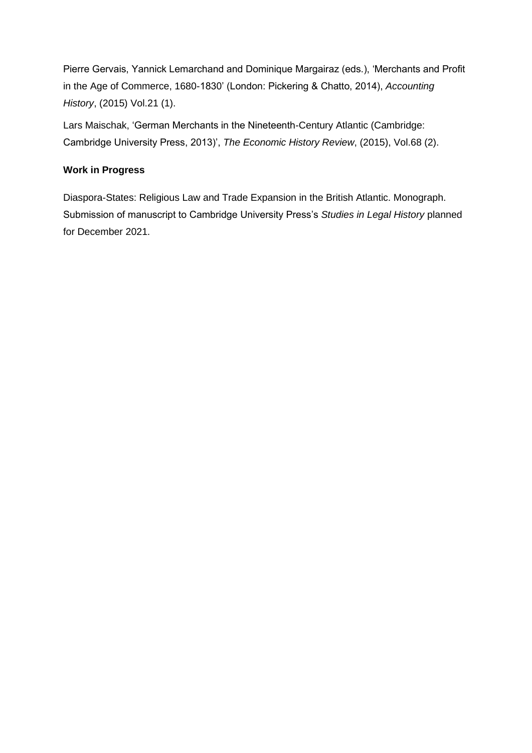Pierre Gervais, Yannick Lemarchand and Dominique Margairaz (eds.), 'Merchants and Profit in the Age of Commerce, 1680-1830' (London: Pickering & Chatto, 2014), *Accounting History*, (2015) Vol.21 (1).

Lars Maischak, 'German Merchants in the Nineteenth-Century Atlantic (Cambridge: Cambridge University Press, 2013)', *The Economic History Review*, (2015), Vol.68 (2).

**Work in Progress**

Diaspora-States: Religious Law and Trade Expansion in the British Atlantic. Monograph. Submission of manuscript to Cambridge University Press's *Studies in Legal History* planned for December 2021.